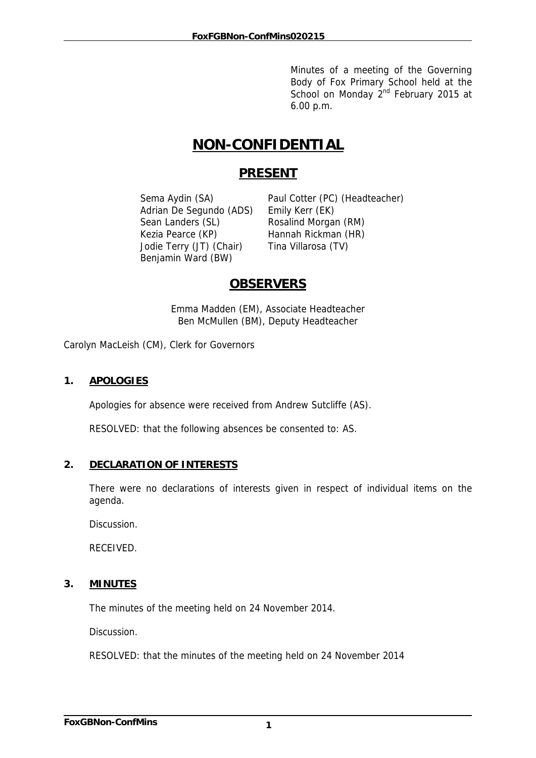Minutes of a meeting of the Governing Body of Fox Primary School held at the School on Monday 2nd February 2015 at 6.00 p.m.

# NON-CONFIDENTIAL

## PRESENT

Sema Aydin (SA)
Adrian De Segundo (ADS)
Sean Landers (SL)
Kezia Pearce (KP)
Jodie Terry (JT) (Chair)
Benjamin Ward (BW)
Paul Cotter (PC) (Headteacher)
Emily Kerr (EK)
Rosalind Morgan (RM)
Hannah Rickman (HR)
Tina Villarosa (TV)

## OBSERVERS

Emma Madden (EM), Associate Headteacher
Ben McMullen (BM), Deputy Headteacher

Carolyn MacLeish (CM), Clerk for Governors

### 1. APOLOGIES

Apologies for absence were received from Andrew Sutcliffe (AS).

RESOLVED: that the following absences be consented to: AS.

### 2. DECLARATION OF INTERESTS

There were no declarations of interests given in respect of individual items on the agenda.

Discussion.

RECEIVED.

### 3. MINUTES

The minutes of the meeting held on 24 November 2014.

Discussion.

RESOLVED: that the minutes of the meeting held on 24 November 2014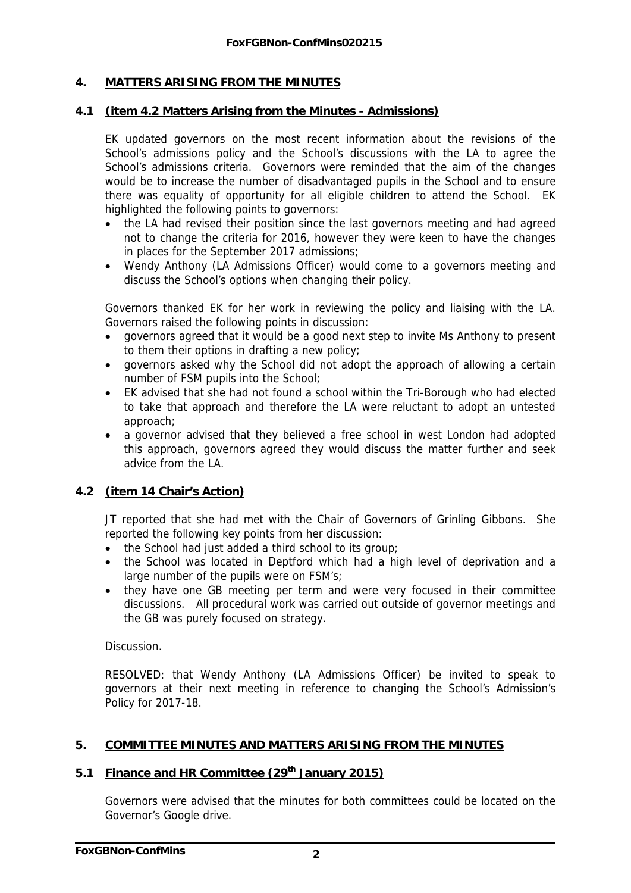## 4. MATTERS ARISING FROM THE MINUTES

### 4.1 (item 4.2 Matters Arising from the Minutes - Admissions)

EK updated governors on the most recent information about the revisions of the School's admissions policy and the School's discussions with the LA to agree the School's admissions criteria. Governors were reminded that the aim of the changes would be to increase the number of disadvantaged pupils in the School and to ensure there was equality of opportunity for all eligible children to attend the School. EK highlighted the following points to governors:

- the LA had revised their position since the last governors meeting and had agreed not to change the criteria for 2016, however they were keen to have the changes in places for the September 2017 admissions;
- Wendy Anthony (LA Admissions Officer) would come to a governors meeting and discuss the School's options when changing their policy.

Governors thanked EK for her work in reviewing the policy and liaising with the LA. Governors raised the following points in discussion:

- governors agreed that it would be a good next step to invite Ms Anthony to present to them their options in drafting a new policy;
- governors asked why the School did not adopt the approach of allowing a certain number of FSM pupils into the School;
- EK advised that she had not found a school within the Tri-Borough who had elected to take that approach and therefore the LA were reluctant to adopt an untested approach;
- a governor advised that they believed a free school in west London had adopted this approach, governors agreed they would discuss the matter further and seek advice from the LA.

### 4.2 (item 14 Chair's Action)

JT reported that she had met with the Chair of Governors of Grinling Gibbons. She reported the following key points from her discussion:

- the School had just added a third school to its group;
- the School was located in Deptford which had a high level of deprivation and a large number of the pupils were on FSM's;
- they have one GB meeting per term and were very focused in their committee discussions. All procedural work was carried out outside of governor meetings and the GB was purely focused on strategy.

Discussion.

RESOLVED: that Wendy Anthony (LA Admissions Officer) be invited to speak to governors at their next meeting in reference to changing the School's Admission's Policy for 2017-18.

## 5. COMMITTEE MINUTES AND MATTERS ARISING FROM THE MINUTES

### 5.1 Finance and HR Committee (29th January 2015)

Governors were advised that the minutes for both committees could be located on the Governor's Google drive.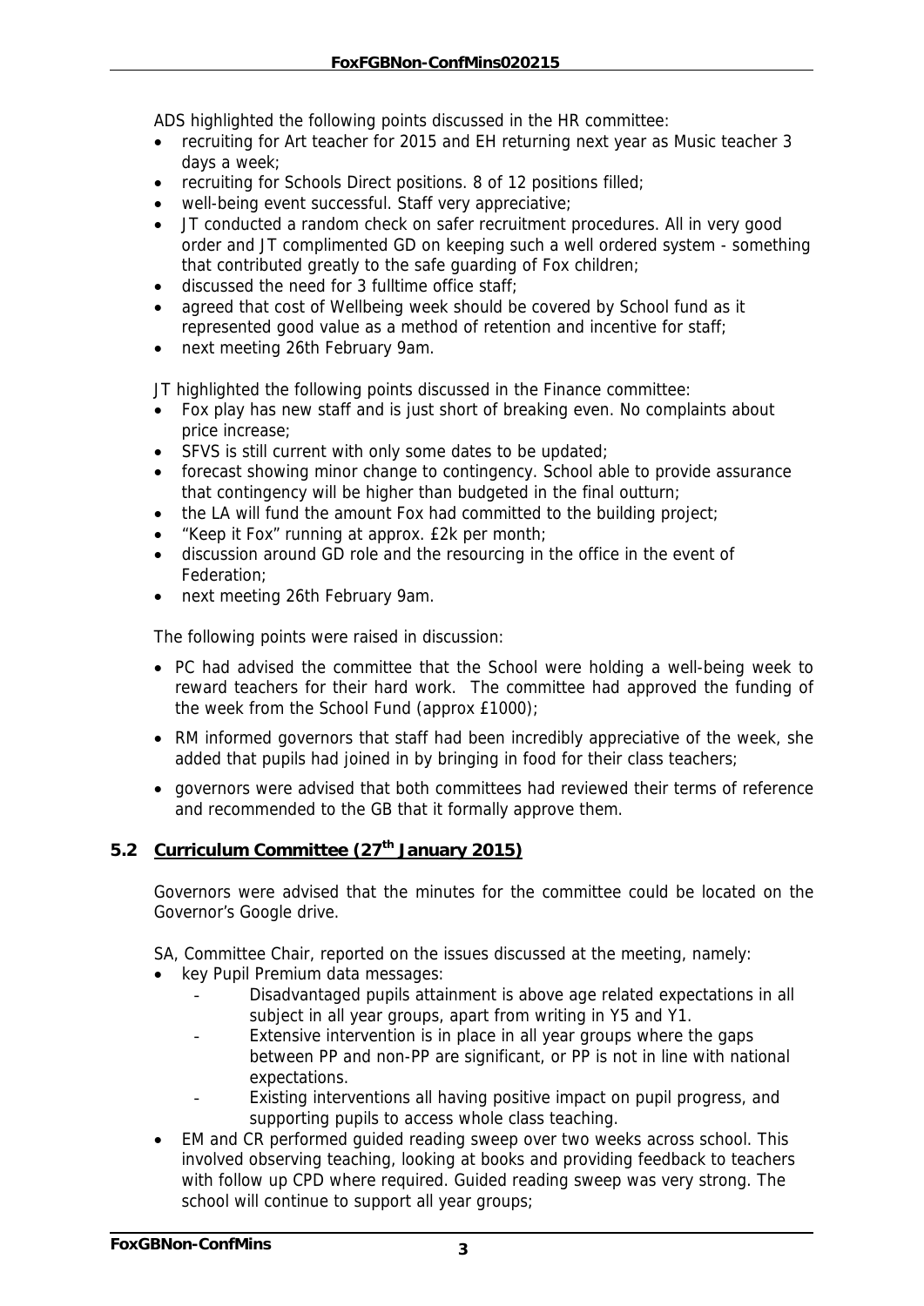ADS highlighted the following points discussed in the HR committee:

- recruiting for Art teacher for 2015 and EH returning next year as Music teacher 3 days a week;
- recruiting for Schools Direct positions. 8 of 12 positions filled;
- well-being event successful. Staff very appreciative;
- JT conducted a random check on safer recruitment procedures. All in very good order and JT complimented GD on keeping such a well ordered system - something that contributed greatly to the safe guarding of Fox children;
- discussed the need for 3 fulltime office staff;
- agreed that cost of Wellbeing week should be covered by School fund as it represented good value as a method of retention and incentive for staff;
- next meeting 26th February 9am.

JT highlighted the following points discussed in the Finance committee:

- Fox play has new staff and is just short of breaking even. No complaints about price increase;
- SFVS is still current with only some dates to be updated;
- forecast showing minor change to contingency. School able to provide assurance that contingency will be higher than budgeted in the final outturn;
- the LA will fund the amount Fox had committed to the building project;
- "Keep it Fox" running at approx. £2k per month;
- discussion around GD role and the resourcing in the office in the event of Federation;
- next meeting 26th February 9am.

The following points were raised in discussion:

- PC had advised the committee that the School were holding a well-being week to reward teachers for their hard work. The committee had approved the funding of the week from the School Fund (approx £1000);
- RM informed governors that staff had been incredibly appreciative of the week, she added that pupils had joined in by bringing in food for their class teachers;
- governors were advised that both committees had reviewed their terms of reference and recommended to the GB that it formally approve them.

## 5.2 Curriculum Committee (27th January 2015)

Governors were advised that the minutes for the committee could be located on the Governor's Google drive.

SA, Committee Chair, reported on the issues discussed at the meeting, namely:

- key Pupil Premium data messages:
  - Disadvantaged pupils attainment is above age related expectations in all subject in all year groups, apart from writing in Y5 and Y1.
  - Extensive intervention is in place in all year groups where the gaps between PP and non-PP are significant, or PP is not in line with national expectations.
  - Existing interventions all having positive impact on pupil progress, and supporting pupils to access whole class teaching.
- EM and CR performed guided reading sweep over two weeks across school. This involved observing teaching, looking at books and providing feedback to teachers with follow up CPD where required. Guided reading sweep was very strong. The school will continue to support all year groups;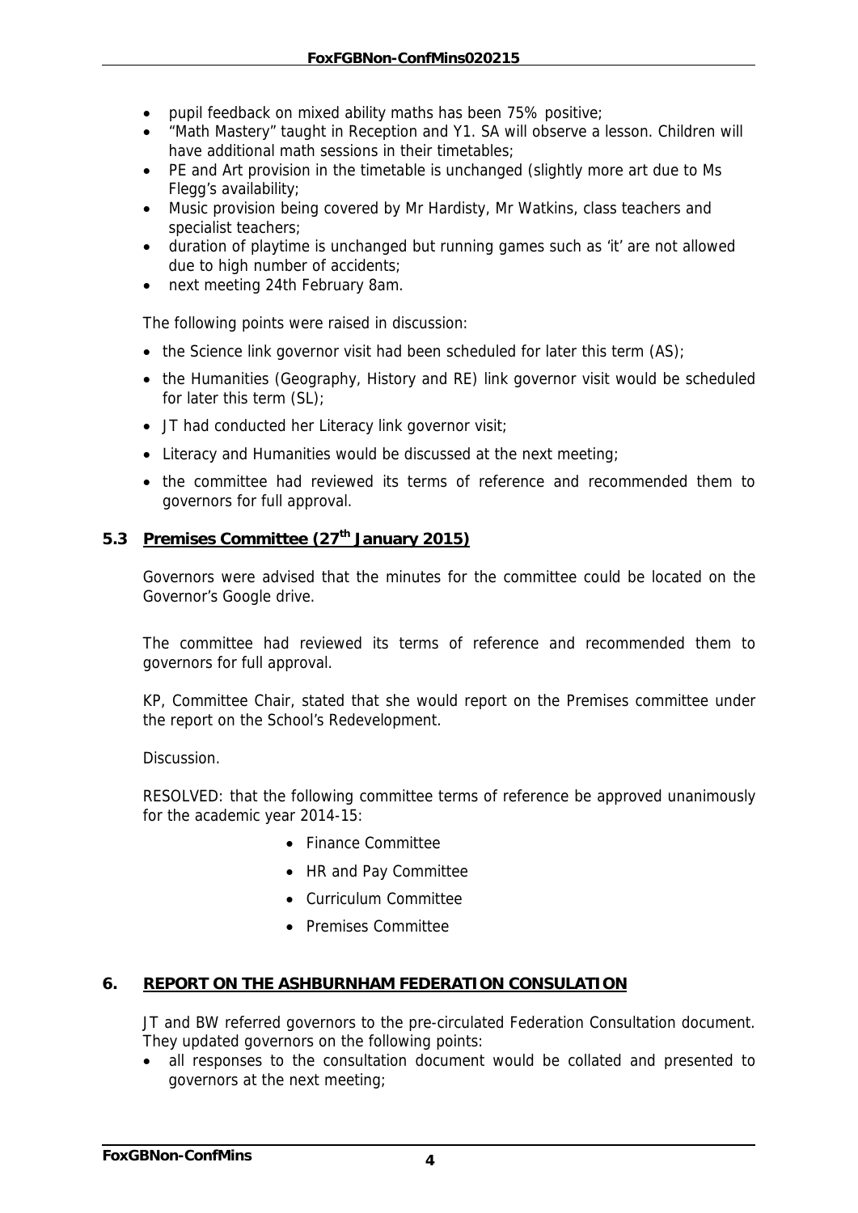- pupil feedback on mixed ability maths has been 75% positive;
- "Math Mastery" taught in Reception and Y1. SA will observe a lesson. Children will have additional math sessions in their timetables;
- PE and Art provision in the timetable is unchanged (slightly more art due to Ms Flegg's availability;
- Music provision being covered by Mr Hardisty, Mr Watkins, class teachers and specialist teachers;
- duration of playtime is unchanged but running games such as 'it' are not allowed due to high number of accidents;
- next meeting 24th February 8am.

The following points were raised in discussion:

- the Science link governor visit had been scheduled for later this term (AS);
- the Humanities (Geography, History and RE) link governor visit would be scheduled for later this term (SL);
- JT had conducted her Literacy link governor visit;
- Literacy and Humanities would be discussed at the next meeting;
- the committee had reviewed its terms of reference and recommended them to governors for full approval.

### 5.3 Premises Committee (27th January 2015)

Governors were advised that the minutes for the committee could be located on the Governor's Google drive.

The committee had reviewed its terms of reference and recommended them to governors for full approval.

KP, Committee Chair, stated that she would report on the Premises committee under the report on the School's Redevelopment.

Discussion.

RESOLVED: that the following committee terms of reference be approved unanimously for the academic year 2014-15:

- Finance Committee
- HR and Pay Committee
- Curriculum Committee
- Premises Committee

## 6. REPORT ON THE ASHBURNHAM FEDERATION CONSULATION

JT and BW referred governors to the pre-circulated Federation Consultation document. They updated governors on the following points:

- all responses to the consultation document would be collated and presented to governors at the next meeting;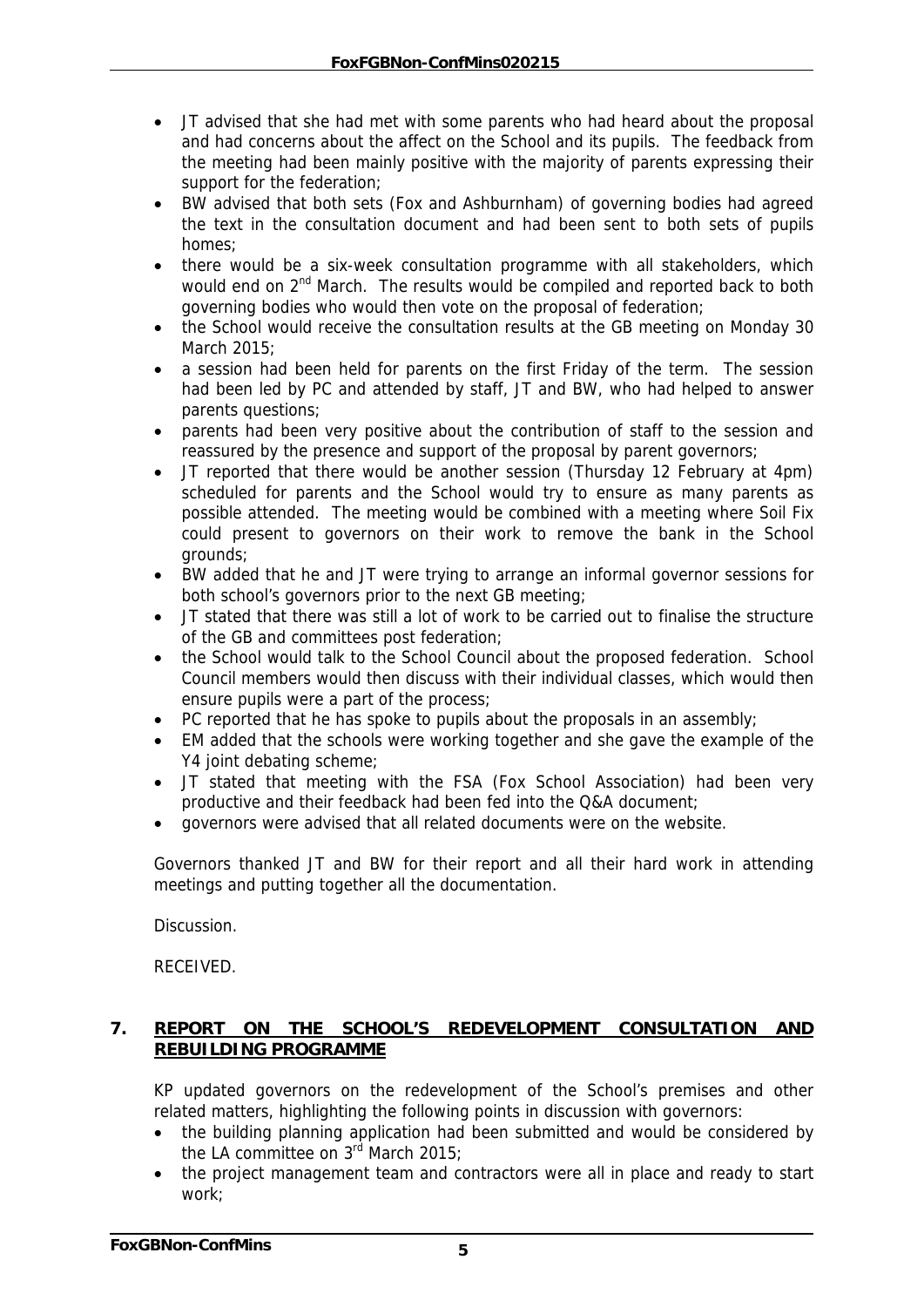- JT advised that she had met with some parents who had heard about the proposal and had concerns about the affect on the School and its pupils. The feedback from the meeting had been mainly positive with the majority of parents expressing their support for the federation;
- BW advised that both sets (Fox and Ashburnham) of governing bodies had agreed the text in the consultation document and had been sent to both sets of pupils homes;
- there would be a six-week consultation programme with all stakeholders, which would end on 2nd March. The results would be compiled and reported back to both governing bodies who would then vote on the proposal of federation;
- the School would receive the consultation results at the GB meeting on Monday 30 March 2015;
- a session had been held for parents on the first Friday of the term. The session had been led by PC and attended by staff, JT and BW, who had helped to answer parents questions;
- parents had been very positive about the contribution of staff to the session and reassured by the presence and support of the proposal by parent governors;
- JT reported that there would be another session (Thursday 12 February at 4pm) scheduled for parents and the School would try to ensure as many parents as possible attended. The meeting would be combined with a meeting where Soil Fix could present to governors on their work to remove the bank in the School grounds;
- BW added that he and JT were trying to arrange an informal governor sessions for both school's governors prior to the next GB meeting;
- JT stated that there was still a lot of work to be carried out to finalise the structure of the GB and committees post federation;
- the School would talk to the School Council about the proposed federation. School Council members would then discuss with their individual classes, which would then ensure pupils were a part of the process;
- PC reported that he has spoke to pupils about the proposals in an assembly;
- EM added that the schools were working together and she gave the example of the Y4 joint debating scheme;
- JT stated that meeting with the FSA (Fox School Association) had been very productive and their feedback had been fed into the Q&A document;
- governors were advised that all related documents were on the website.

Governors thanked JT and BW for their report and all their hard work in attending meetings and putting together all the documentation.

Discussion.

RECEIVED.

## 7. REPORT ON THE SCHOOL'S REDEVELOPMENT CONSULTATION AND REBUILDING PROGRAMME

KP updated governors on the redevelopment of the School's premises and other related matters, highlighting the following points in discussion with governors:

- the building planning application had been submitted and would be considered by the LA committee on 3rd March 2015;
- the project management team and contractors were all in place and ready to start work;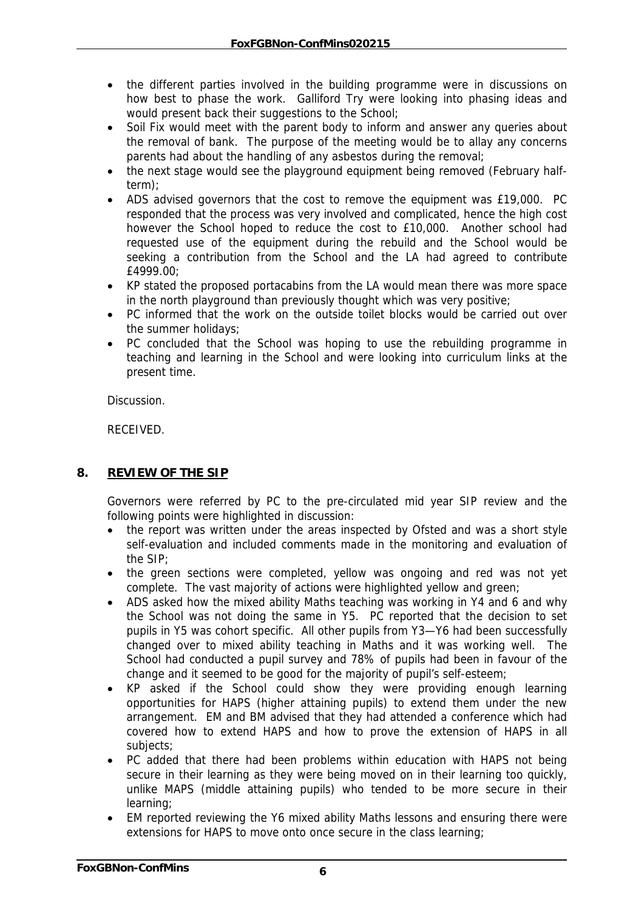- the different parties involved in the building programme were in discussions on how best to phase the work. Galliford Try were looking into phasing ideas and would present back their suggestions to the School;
- Soil Fix would meet with the parent body to inform and answer any queries about the removal of bank. The purpose of the meeting would be to allay any concerns parents had about the handling of any asbestos during the removal;
- the next stage would see the playground equipment being removed (February half-term);
- ADS advised governors that the cost to remove the equipment was £19,000. PC responded that the process was very involved and complicated, hence the high cost however the School hoped to reduce the cost to £10,000. Another school had requested use of the equipment during the rebuild and the School would be seeking a contribution from the School and the LA had agreed to contribute £4999.00;
- KP stated the proposed portacabins from the LA would mean there was more space in the north playground than previously thought which was very positive;
- PC informed that the work on the outside toilet blocks would be carried out over the summer holidays;
- PC concluded that the School was hoping to use the rebuilding programme in teaching and learning in the School and were looking into curriculum links at the present time.

Discussion.

RECEIVED.

## 8. REVIEW OF THE SIP

Governors were referred by PC to the pre-circulated mid year SIP review and the following points were highlighted in discussion:

- the report was written under the areas inspected by Ofsted and was a short style self-evaluation and included comments made in the monitoring and evaluation of the SIP;
- the green sections were completed, yellow was ongoing and red was not yet complete. The vast majority of actions were highlighted yellow and green;
- ADS asked how the mixed ability Maths teaching was working in Y4 and 6 and why the School was not doing the same in Y5. PC reported that the decision to set pupils in Y5 was cohort specific. All other pupils from Y3—Y6 had been successfully changed over to mixed ability teaching in Maths and it was working well. The School had conducted a pupil survey and 78% of pupils had been in favour of the change and it seemed to be good for the majority of pupil's self-esteem;
- KP asked if the School could show they were providing enough learning opportunities for HAPS (higher attaining pupils) to extend them under the new arrangement. EM and BM advised that they had attended a conference which had covered how to extend HAPS and how to prove the extension of HAPS in all subjects;
- PC added that there had been problems within education with HAPS not being secure in their learning as they were being moved on in their learning too quickly, unlike MAPS (middle attaining pupils) who tended to be more secure in their learning;
- EM reported reviewing the Y6 mixed ability Maths lessons and ensuring there were extensions for HAPS to move onto once secure in the class learning;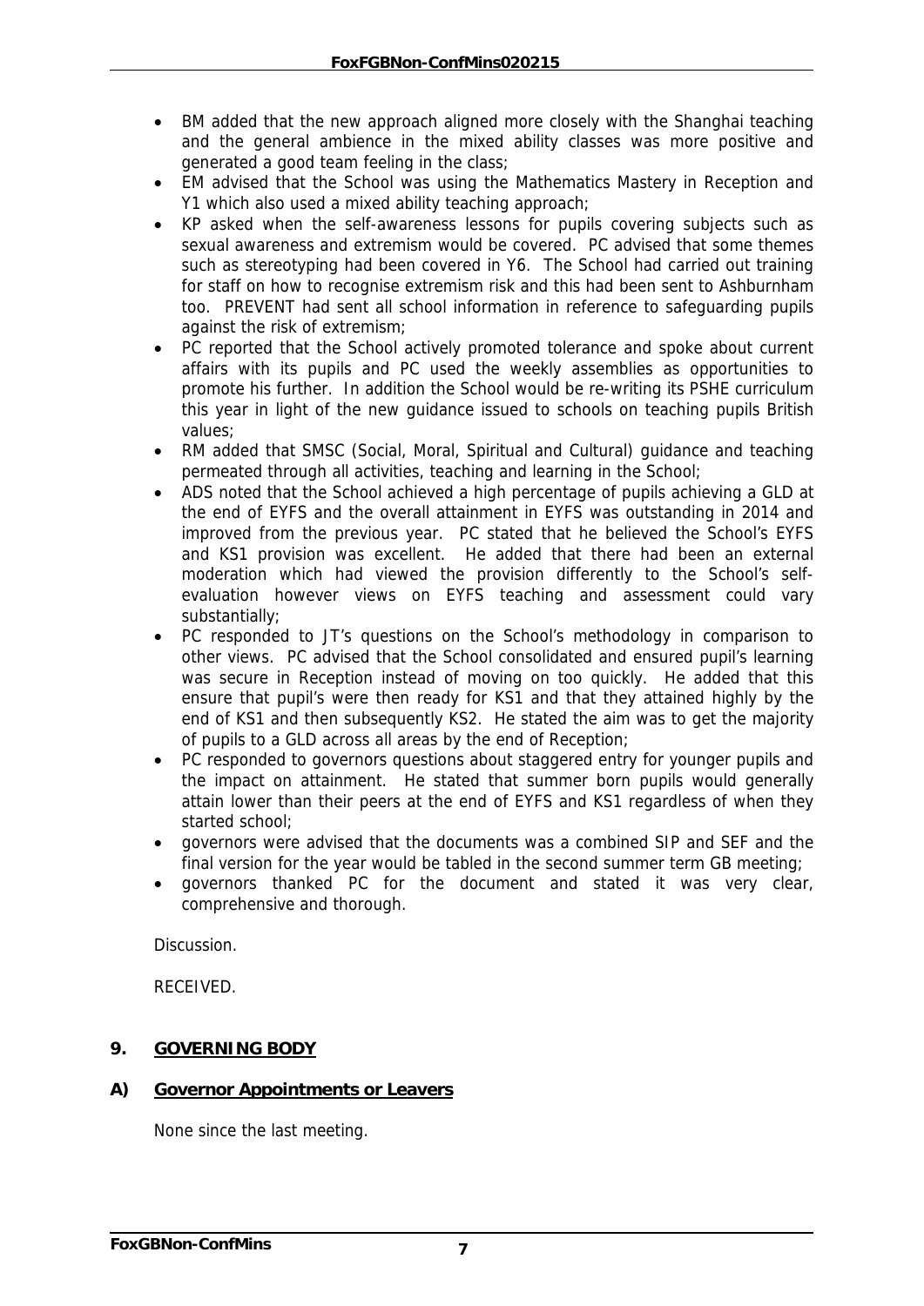- BM added that the new approach aligned more closely with the Shanghai teaching and the general ambience in the mixed ability classes was more positive and generated a good team feeling in the class;
- EM advised that the School was using the Mathematics Mastery in Reception and Y1 which also used a mixed ability teaching approach;
- KP asked when the self-awareness lessons for pupils covering subjects such as sexual awareness and extremism would be covered. PC advised that some themes such as stereotyping had been covered in Y6. The School had carried out training for staff on how to recognise extremism risk and this had been sent to Ashburnham too. PREVENT had sent all school information in reference to safeguarding pupils against the risk of extremism;
- PC reported that the School actively promoted tolerance and spoke about current affairs with its pupils and PC used the weekly assemblies as opportunities to promote his further. In addition the School would be re-writing its PSHE curriculum this year in light of the new guidance issued to schools on teaching pupils British values;
- RM added that SMSC (Social, Moral, Spiritual and Cultural) guidance and teaching permeated through all activities, teaching and learning in the School;
- ADS noted that the School achieved a high percentage of pupils achieving a GLD at the end of EYFS and the overall attainment in EYFS was outstanding in 2014 and improved from the previous year. PC stated that he believed the School's EYFS and KS1 provision was excellent. He added that there had been an external moderation which had viewed the provision differently to the School's self-evaluation however views on EYFS teaching and assessment could vary substantially;
- PC responded to JT's questions on the School's methodology in comparison to other views. PC advised that the School consolidated and ensured pupil's learning was secure in Reception instead of moving on too quickly. He added that this ensure that pupil's were then ready for KS1 and that they attained highly by the end of KS1 and then subsequently KS2. He stated the aim was to get the majority of pupils to a GLD across all areas by the end of Reception;
- PC responded to governors questions about staggered entry for younger pupils and the impact on attainment. He stated that summer born pupils would generally attain lower than their peers at the end of EYFS and KS1 regardless of when they started school;
- governors were advised that the documents was a combined SIP and SEF and the final version for the year would be tabled in the second summer term GB meeting;
- governors thanked PC for the document and stated it was very clear, comprehensive and thorough.

Discussion.

RECEIVED.

## 9. GOVERNING BODY

### A) Governor Appointments or Leavers

None since the last meeting.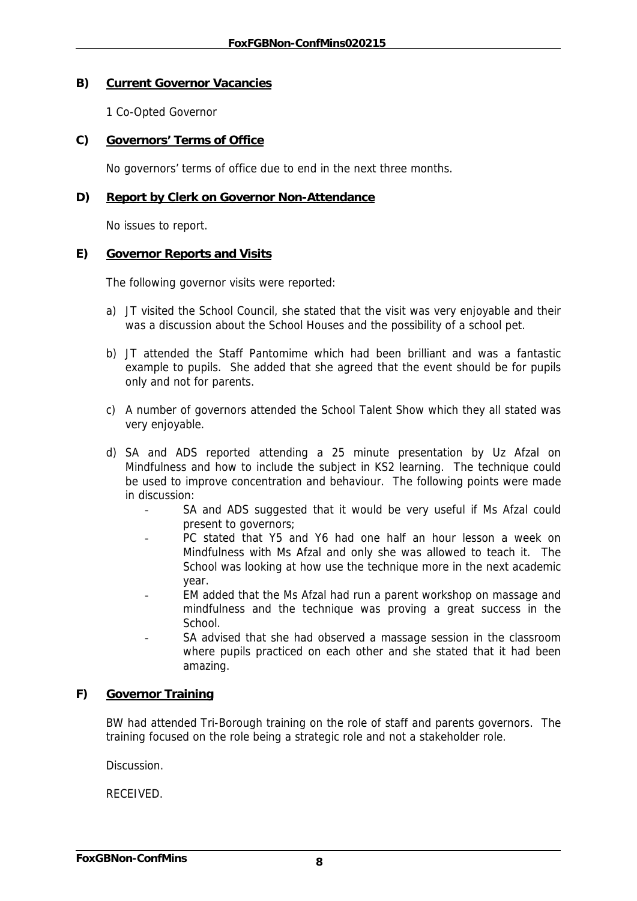**B) Current Governor Vacancies**

1 Co-Opted Governor

**C) Governors' Terms of Office**

No governors' terms of office due to end in the next three months.

**D) Report by Clerk on Governor Non-Attendance**

No issues to report.

**E) Governor Reports and Visits**

The following governor visits were reported:

a) JT visited the School Council, she stated that the visit was very enjoyable and their was a discussion about the School Houses and the possibility of a school pet.

b) JT attended the Staff Pantomime which had been brilliant and was a fantastic example to pupils. She added that she agreed that the event should be for pupils only and not for parents.

c) A number of governors attended the School Talent Show which they all stated was very enjoyable.

d) SA and ADS reported attending a 25 minute presentation by Uz Afzal on Mindfulness and how to include the subject in KS2 learning. The technique could be used to improve concentration and behaviour. The following points were made in discussion:
   - SA and ADS suggested that it would be very useful if Ms Afzal could present to governors;
   - PC stated that Y5 and Y6 had one half an hour lesson a week on Mindfulness with Ms Afzal and only she was allowed to teach it. The School was looking at how use the technique more in the next academic year.
   - EM added that the Ms Afzal had run a parent workshop on massage and mindfulness and the technique was proving a great success in the School.
   - SA advised that she had observed a massage session in the classroom where pupils practiced on each other and she stated that it had been amazing.

**F) Governor Training**

BW had attended Tri-Borough training on the role of staff and parents governors. The training focused on the role being a strategic role and not a stakeholder role.

Discussion.

RECEIVED.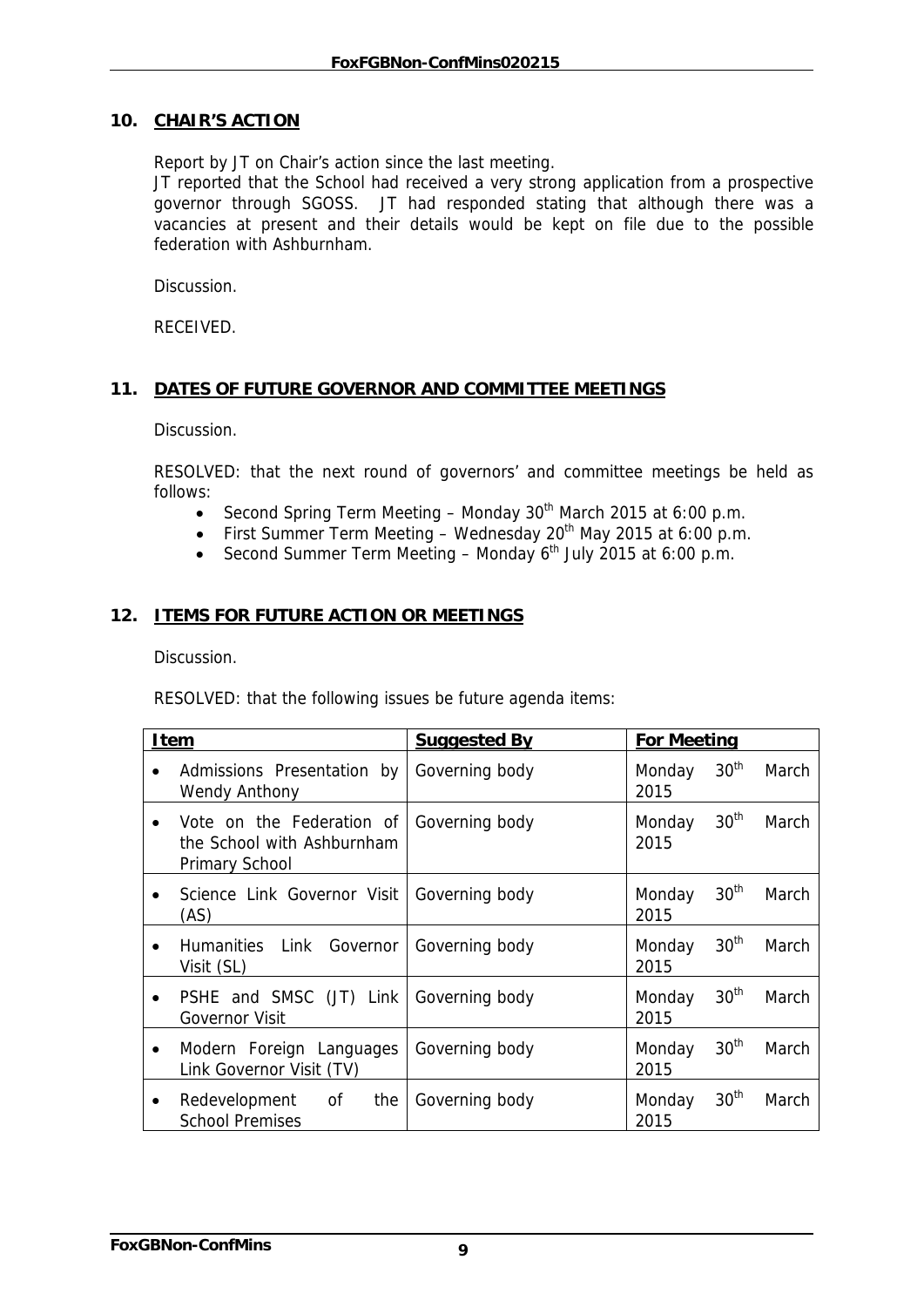## 10. CHAIR'S ACTION

Report by JT on Chair's action since the last meeting.
JT reported that the School had received a very strong application from a prospective governor through SGOSS. JT had responded stating that although there was a vacancies at present and their details would be kept on file due to the possible federation with Ashburnham.

Discussion.

RECEIVED.

## 11. DATES OF FUTURE GOVERNOR AND COMMITTEE MEETINGS

Discussion.

RESOLVED: that the next round of governors' and committee meetings be held as follows:

- Second Spring Term Meeting – Monday 30th March 2015 at 6:00 p.m.
- First Summer Term Meeting – Wednesday 20th May 2015 at 6:00 p.m.
- Second Summer Term Meeting – Monday 6th July 2015 at 6:00 p.m.

## 12. ITEMS FOR FUTURE ACTION OR MEETINGS

Discussion.

RESOLVED: that the following issues be future agenda items:

| Item | Suggested By | For Meeting |
|---|---|---|
| • Admissions Presentation by Wendy Anthony | Governing body | Monday 30th March 2015 |
| • Vote on the Federation of the School with Ashburnham Primary School | Governing body | Monday 30th March 2015 |
| • Science Link Governor Visit (AS) | Governing body | Monday 30th March 2015 |
| • Humanities Link Governor Visit (SL) | Governing body | Monday 30th March 2015 |
| • PSHE and SMSC (JT) Link Governor Visit | Governing body | Monday 30th March 2015 |
| • Modern Foreign Languages Link Governor Visit (TV) | Governing body | Monday 30th March 2015 |
| • Redevelopment of the School Premises | Governing body | Monday 30th March 2015 |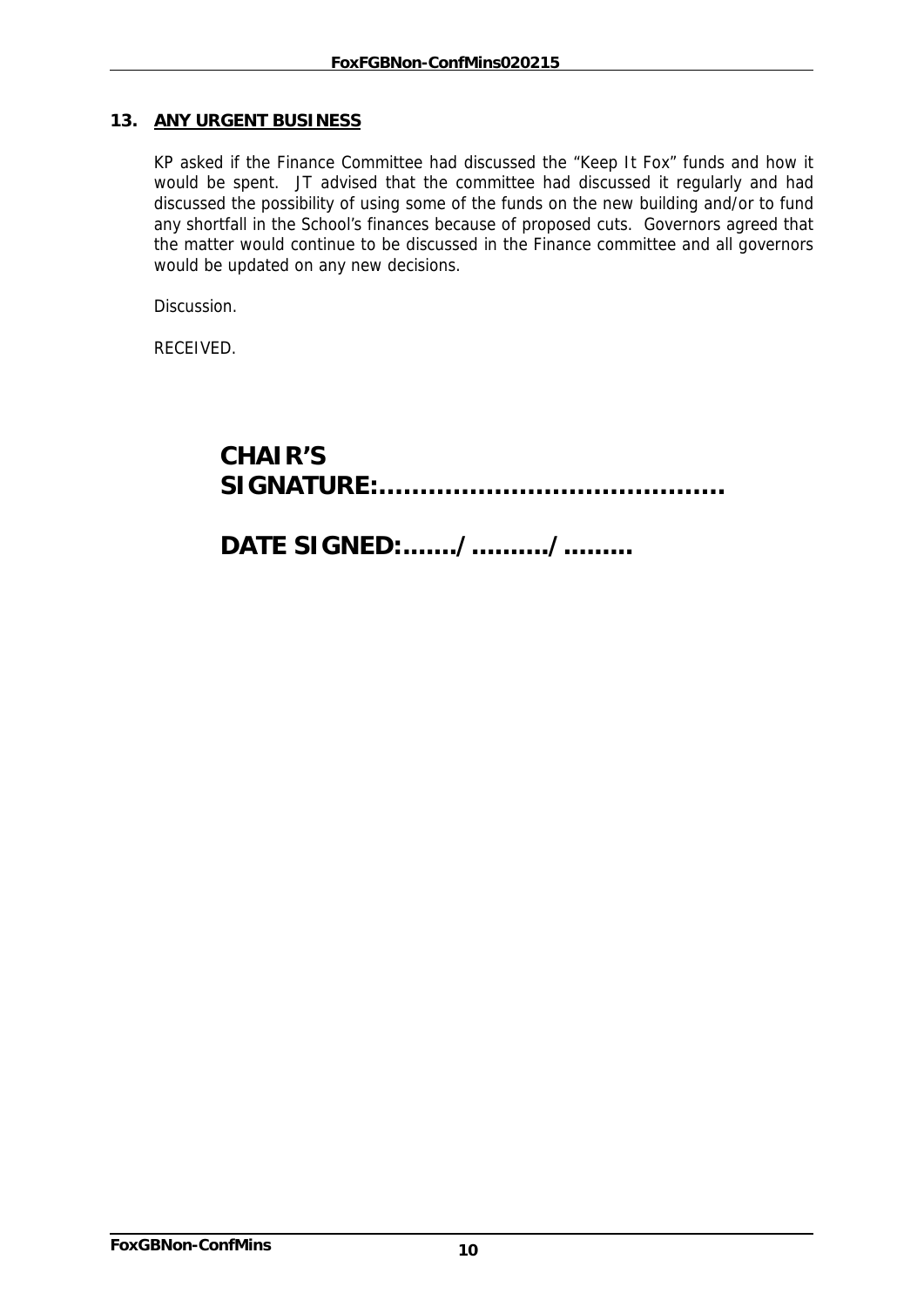## 13. ANY URGENT BUSINESS

KP asked if the Finance Committee had discussed the "Keep It Fox" funds and how it would be spent. JT advised that the committee had discussed it regularly and had discussed the possibility of using some of the funds on the new building and/or to fund any shortfall in the School's finances because of proposed cuts. Governors agreed that the matter would continue to be discussed in the Finance committee and all governors would be updated on any new decisions.

Discussion.

RECEIVED.

**CHAIR'S SIGNATURE:.........................................**

**DATE SIGNED:......./........../.........**